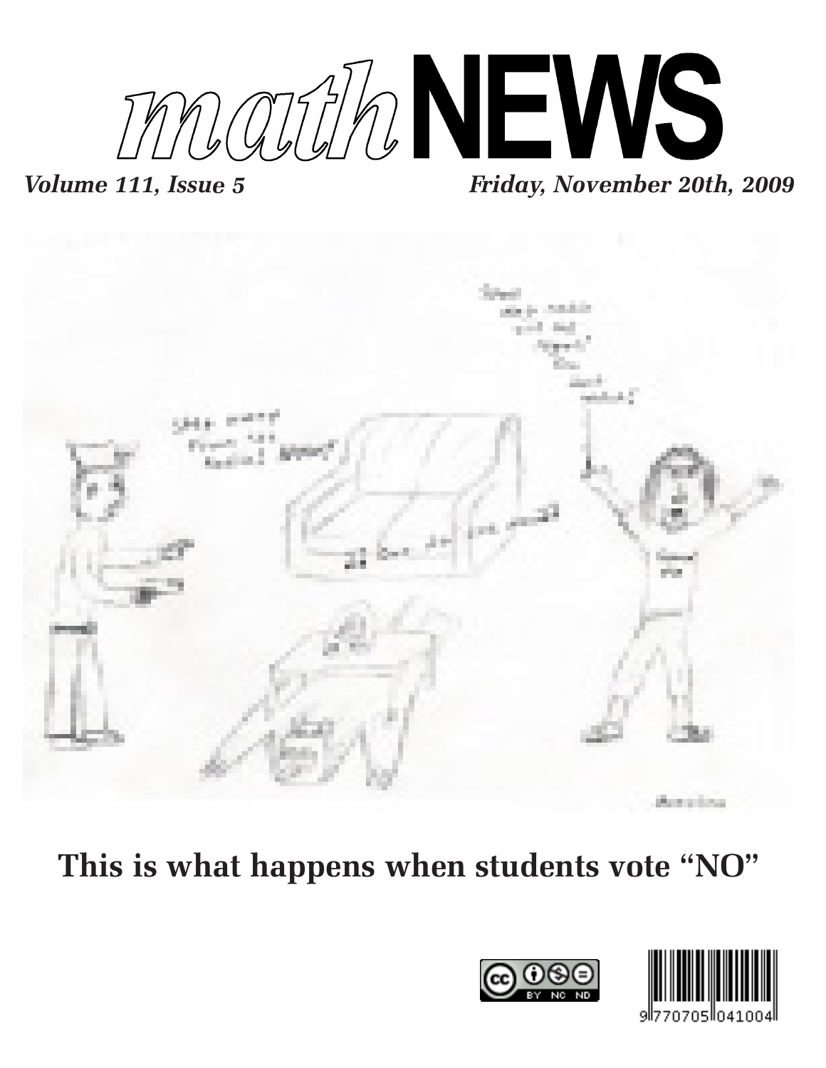# *math*NEWS

*Volume 111, Issue 5* *Friday, November 20th, 2009*

**This is what happens when students vote "NO"**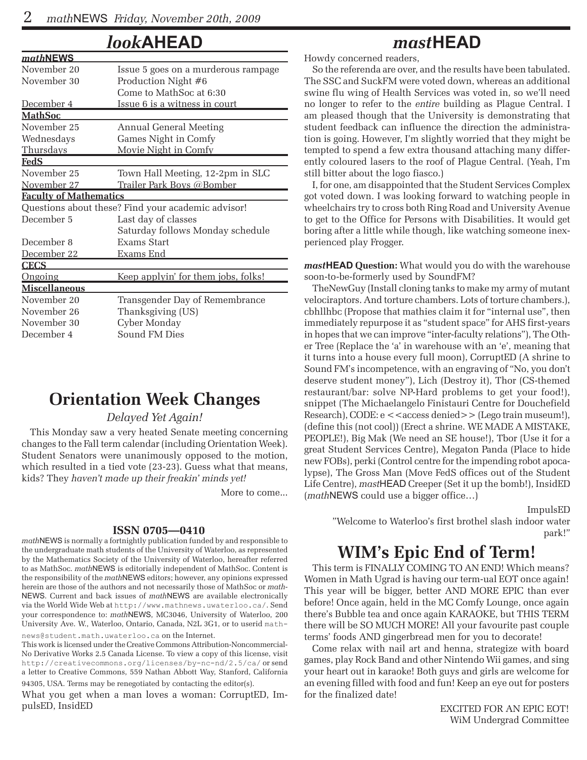## *look*AHEAD

| *math*NEWS | |
|---|---|
| November 20 | Issue 5 goes on a murderous rampage |
| November 30 | Production Night #6 |
| | Come to MathSoc at 6:30 |
| December 4 | Issue 6 is a witness in court |
| **MathSoc** | |
| November 25 | Annual General Meeting |
| Wednesdays | Games Night in Comfy |
| Thursdays | Movie Night in Comfy |
| **FedS** | |
| November 25 | Town Hall Meeting, 12-2pm in SLC |
| November 27 | Trailer Park Boys @Bomber |
| **Faculty of Mathematics** | |
| Questions about these? Find your academic advisor! | |
| December 5 | Last day of classes |
| | Saturday follows Monday schedule |
| December 8 | Exams Start |
| December 22 | Exams End |
| **CECS** | |
| Ongoing | Keep applyin' for them jobs, folks! |
| **Miscellaneous** | |
| November 20 | Transgender Day of Remembrance |
| November 26 | Thanksgiving (US) |
| November 30 | Cyber Monday |
| December 4 | Sound FM Dies |

## Orientation Week Changes

*Delayed Yet Again!*

This Monday saw a very heated Senate meeting concerning changes to the Fall term calendar (including Orientation Week). Student Senators were unanimously opposed to the motion, which resulted in a tied vote (23-23). Guess what that means, kids? They *haven't made up their freakin' minds yet!*

More to come...

### ISSN 0705—0410

*math*NEWS is normally a fortnightly publication funded by and responsible to the undergraduate math students of the University of Waterloo, as represented by the Mathematics Society of the University of Waterloo, hereafter referred to as MathSoc. *math*NEWS is editorially independent of MathSoc. Content is the responsibility of the *math*NEWS editors; however, any opinions expressed herein are those of the authors and not necessarily those of MathSoc or *math*NEWS. Current and back issues of *math*NEWS are available electronically via the World Wide Web at http://www.mathnews.uwaterloo.ca/. Send your correspondence to: *math*NEWS, MC3046, University of Waterloo, 200 University Ave. W., Waterloo, Ontario, Canada, N2L 3G1, or to userid mathnews@student.math.uwaterloo.ca on the Internet.

This work is licensed under the Creative Commons Attribution-Noncommercial-No Derivative Works 2.5 Canada License. To view a copy of this license, visit http://creativecommons.org/licenses/by-nc-nd/2.5/ca/ or send a letter to Creative Commons, 559 Nathan Abbott Way, Stanford, California 94305, USA. Terms may be renegotiated by contacting the editor(s).

What you get when a man loves a woman: CorruptED, ImpulsED, InsidED

## *mast*HEAD

Howdy concerned readers,

So the referenda are over, and the results have been tabulated. The SSC and SuckFM were voted down, whereas an additional swine flu wing of Health Services was voted in, so we'll need no longer to refer to the *entire* building as Plague Central. I am pleased though that the University is demonstrating that student feedback can influence the direction the administration is going. However, I'm slightly worried that they might be tempted to spend a few extra thousand attaching many differently coloured lasers to the roof of Plague Central. (Yeah, I'm still bitter about the logo fiasco.)

I, for one, am disappointed that the Student Services Complex got voted down. I was looking forward to watching people in wheelchairs try to cross both Ring Road and University Avenue to get to the Office for Persons with Disabilities. It would get boring after a little while though, like watching someone inexperienced play Frogger.

***mast*HEAD Question:** What would you do with the warehouse soon-to-be-formerly used by SoundFM?

TheNewGuy (Install cloning tanks to make my army of mutant velociraptors. And torture chambers. Lots of torture chambers.), cbhllhbc (Propose that mathies claim it for "internal use", then immediately repurpose it as "student space" for AHS first-years in hopes that we can improve "inter-faculty relations"), The Other Tree (Replace the 'a' in warehouse with an 'e', meaning that it turns into a house every full moon), CorruptED (A shrine to Sound FM's incompetence, with an engraving of "No, you don't deserve student money"), Lich (Destroy it), Thor (CS-themed restaurant/bar: solve NP-Hard problems to get your food!), snippet (The Michaelangelo Finistauri Centre for Douchefield Research), CODE: e <<access denied>> (Lego train museum!), (define this (not cool)) (Erect a shrine. WE MADE A MISTAKE, PEOPLE!), Big Mak (We need an SE house!), Tbor (Use it for a great Student Services Centre), Megaton Panda (Place to hide new FOBs), perki (Control centre for the impending robot apocalypse), The Gross Man (Move FedS offices out of the Student Life Centre), *mast*HEAD Creeper (Set it up the bomb!), InsidED (*math*NEWS could use a bigger office…)

ImpulsED
"Welcome to Waterloo's first brothel slash indoor water park!"

## WIM's Epic End of Term!

This term is FINALLY COMING TO AN END! Which means? Women in Math Ugrad is having our term-ual EOT once again! This year will be bigger, better AND MORE EPIC than ever before! Once again, held in the MC Comfy Lounge, once again there's Bubble tea and once again KARAOKE, but THIS TERM there will be SO MUCH MORE! All your favourite past couple terms' foods AND gingerbread men for you to decorate!

Come relax with nail art and henna, strategize with board games, play Rock Band and other Nintendo Wii games, and sing your heart out in karaoke! Both guys and girls are welcome for an evening filled with food and fun! Keep an eye out for posters for the finalized date!

EXCITED FOR AN EPIC EOT!
WiM Undergrad Committee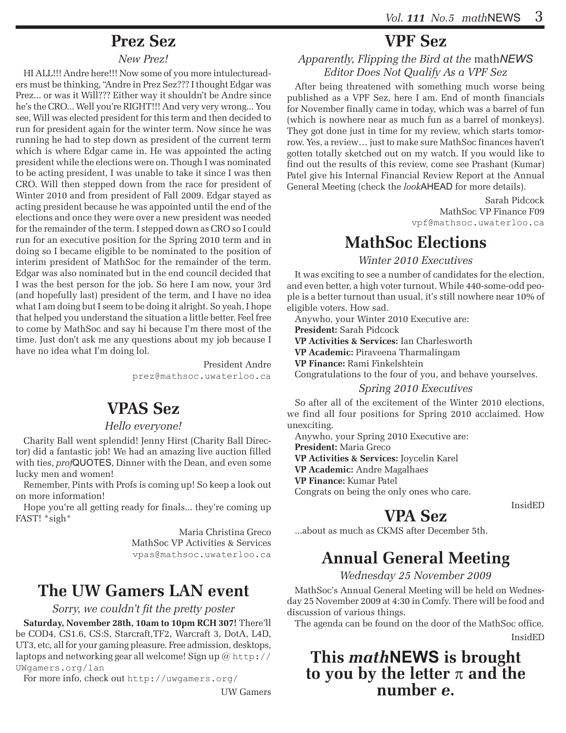## Prez Sez

*New Prez!*

HI ALL!!! Andre here!!! Now some of you more intulectureaders must be thinking, "Andre in Prez Sez??? I thought Edgar was Prez... or was it Will??? Either way it shouldn't be Andre since he's the CRO... Well you're RIGHT!!! And very very wrong... You see, Will was elected president for this term and then decided to run for president again for the winter term. Now since he was running he had to step down as president of the current term which is where Edgar came in. He was appointed the acting president while the elections were on. Though I was nominated to be acting president, I was unable to take it since I was then CRO. Will then stepped down from the race for president of Winter 2010 and from president of Fall 2009. Edgar stayed as acting president because he was appointed until the end of the elections and once they were over a new president was needed for the remainder of the term. I stepped down as CRO so I could run for an executive position for the Spring 2010 term and in doing so I became eligible to be nominated to the position of interim president of MathSoc for the remainder of the term. Edgar was also nominated but in the end council decided that I was the best person for the job. So here I am now, your 3rd (and hopefully last) president of the term, and I have no idea what I am doing but I seem to be doing it alright. So yeah, I hope that helped you understand the situation a little better. Feel free to come by MathSoc and say hi because I'm there most of the time. Just don't ask me any questions about my job because I have no idea what I'm doing lol.

President Andre
prez@mathsoc.uwaterloo.ca

## VPAS Sez

*Hello everyone!*

Charity Ball went splendid! Jenny Hirst (Charity Ball Director) did a fantastic job! We had an amazing live auction filled with ties, *prof*QUOTES, Dinner with the Dean, and even some lucky men and women!

Remember, Pints with Profs is coming up! So keep a look out on more information!

Hope you're all getting ready for finals... they're coming up FAST! *sigh*

Maria Christina Greco
MathSoc VP Activities & Services
vpas@mathsoc.uwaterloo.ca

## The UW Gamers LAN event

*Sorry, we couldn't fit the pretty poster*

**Saturday, November 28th, 10am to 10pm RCH 307!** There'll be COD4, CS1.6, CS:S, Starcraft,TF2, Warcraft 3, DotA, L4D, UT3, etc, all for your gaming pleasure. Free admission, desktops, laptops and networking gear all welcome! Sign up @ http://UWgamers.org/lan

For more info, check out http://uwgamers.org/

UW Gamers

## VPF Sez

*Apparently, Flipping the Bird at the mathNEWS Editor Does Not Qualify As a VPF Sez*

After being threatened with something much worse being published as a VPF Sez, here I am. End of month financials for November finally came in today, which was a barrel of fun (which is nowhere near as much fun as a barrel of monkeys). They got done just in time for my review, which starts tomorrow. Yes, a review… just to make sure MathSoc finances haven't gotten totally sketched out on my watch. If you would like to find out the results of this review, come see Prashant (Kumar) Patel give his Internal Financial Review Report at the Annual General Meeting (check the *look*AHEAD for more details).

Sarah Pidcock
MathSoc VP Finance F09
vpf@mathsoc.uwaterloo.ca

## MathSoc Elections

*Winter 2010 Executives*

It was exciting to see a number of candidates for the election, and even better, a high voter turnout. While 440-some-odd people is a better turnout than usual, it's still nowhere near 10% of eligible voters. How sad.

Anywho, your Winter 2010 Executive are:
**President:** Sarah Pidcock
**VP Activities & Services:** Ian Charlesworth
**VP Academic:** Piraveena Tharmalingam
**VP Finance:** Rami Finkelshtein
Congratulations to the four of you, and behave yourselves.

*Spring 2010 Executives*

So after all of the excitement of the Winter 2010 elections, we find all four positions for Spring 2010 acclaimed. How unexciting.

Anywho, your Spring 2010 Executive are:
**President:** Maria Greco
**VP Activities & Services:** Joycelin Karel
**VP Academic:** Andre Magalhaes
**VP Finance:** Kumar Patel
Congrats on being the only ones who care.

InsidED

## VPA Sez

...about as much as CKMS after December 5th.

## Annual General Meeting

*Wednesday 25 November 2009*

MathSoc's Annual General Meeting will be held on Wednesday 25 November 2009 at 4:30 in Comfy. There will be food and discussion of various things.

The agenda can be found on the door of the MathSoc office.

InsidED

## This *math*NEWS is brought to you by the letter $\pi$ and the number $e$.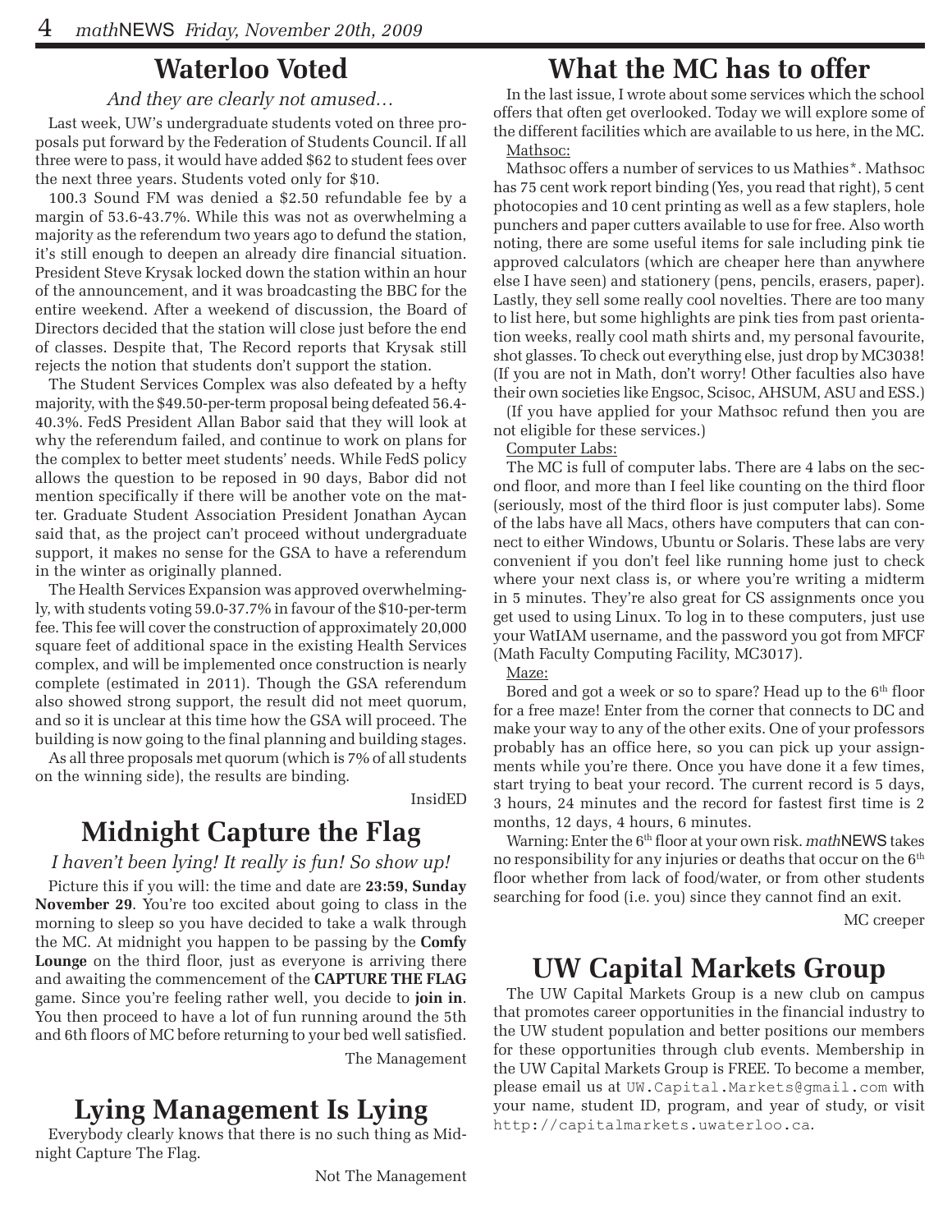## Waterloo Voted

*And they are clearly not amused…*

Last week, UW's undergraduate students voted on three proposals put forward by the Federation of Students Council. If all three were to pass, it would have added $62 to student fees over the next three years. Students voted only for $10.

100.3 Sound FM was denied a $2.50 refundable fee by a margin of 53.6-43.7%. While this was not as overwhelming a majority as the referendum two years ago to defund the station, it's still enough to deepen an already dire financial situation. President Steve Krysak locked down the station within an hour of the announcement, and it was broadcasting the BBC for the entire weekend. After a weekend of discussion, the Board of Directors decided that the station will close just before the end of classes. Despite that, The Record reports that Krysak still rejects the notion that students don't support the station.

The Student Services Complex was also defeated by a hefty majority, with the $49.50-per-term proposal being defeated 56.4-40.3%. FedS President Allan Babor said that they will look at why the referendum failed, and continue to work on plans for the complex to better meet students' needs. While FedS policy allows the question to be reposed in 90 days, Babor did not mention specifically if there will be another vote on the matter. Graduate Student Association President Jonathan Aycan said that, as the project can't proceed without undergraduate support, it makes no sense for the GSA to have a referendum in the winter as originally planned.

The Health Services Expansion was approved overwhelmingly, with students voting 59.0-37.7% in favour of the $10-per-term fee. This fee will cover the construction of approximately 20,000 square feet of additional space in the existing Health Services complex, and will be implemented once construction is nearly complete (estimated in 2011). Though the GSA referendum also showed strong support, the result did not meet quorum, and so it is unclear at this time how the GSA will proceed. The building is now going to the final planning and building stages.

As all three proposals met quorum (which is 7% of all students on the winning side), the results are binding.

InsidED

## Midnight Capture the Flag

*I haven't been lying! It really is fun! So show up!*

Picture this if you will: the time and date are **23:59, Sunday November 29**. You're too excited about going to class in the morning to sleep so you have decided to take a walk through the MC. At midnight you happen to be passing by the **Comfy Lounge** on the third floor, just as everyone is arriving there and awaiting the commencement of the **CAPTURE THE FLAG** game. Since you're feeling rather well, you decide to **join in**. You then proceed to have a lot of fun running around the 5th and 6th floors of MC before returning to your bed well satisfied.

The Management

## Lying Management Is Lying

Everybody clearly knows that there is no such thing as Midnight Capture The Flag.

Not The Management

## What the MC has to offer

In the last issue, I wrote about some services which the school offers that often get overlooked. Today we will explore some of the different facilities which are available to us here, in the MC.

Mathsoc:

Mathsoc offers a number of services to us Mathies*. Mathsoc has 75 cent work report binding (Yes, you read that right), 5 cent photocopies and 10 cent printing as well as a few staplers, hole punchers and paper cutters available to use for free. Also worth noting, there are some useful items for sale including pink tie approved calculators (which are cheaper here than anywhere else I have seen) and stationery (pens, pencils, erasers, paper). Lastly, they sell some really cool novelties. There are too many to list here, but some highlights are pink ties from past orientation weeks, really cool math shirts and, my personal favourite, shot glasses. To check out everything else, just drop by MC3038! (If you are not in Math, don't worry! Other faculties also have their own societies like Engsoc, Scisoc, AHSUM, ASU and ESS.)

(If you have applied for your Mathsoc refund then you are not eligible for these services.)

Computer Labs:

The MC is full of computer labs. There are 4 labs on the second floor, and more than I feel like counting on the third floor (seriously, most of the third floor is just computer labs). Some of the labs have all Macs, others have computers that can connect to either Windows, Ubuntu or Solaris. These labs are very convenient if you don't feel like running home just to check where your next class is, or where you're writing a midterm in 5 minutes. They're also great for CS assignments once you get used to using Linux. To log in to these computers, just use your WatIAM username, and the password you got from MFCF (Math Faculty Computing Facility, MC3017).

Maze:

Bored and got a week or so to spare? Head up to the 6th floor for a free maze! Enter from the corner that connects to DC and make your way to any of the other exits. One of your professors probably has an office here, so you can pick up your assignments while you're there. Once you have done it a few times, start trying to beat your record. The current record is 5 days, 3 hours, 24 minutes and the record for fastest first time is 2 months, 12 days, 4 hours, 6 minutes.

Warning: Enter the 6th floor at your own risk. *math*NEWS takes no responsibility for any injuries or deaths that occur on the 6th floor whether from lack of food/water, or from other students searching for food (i.e. you) since they cannot find an exit.

MC creeper

## UW Capital Markets Group

The UW Capital Markets Group is a new club on campus that promotes career opportunities in the financial industry to the UW student population and better positions our members for these opportunities through club events. Membership in the UW Capital Markets Group is FREE. To become a member, please email us at `UW.Capital.Markets@gmail.com` with your name, student ID, program, and year of study, or visit `http://capitalmarkets.uwaterloo.ca`.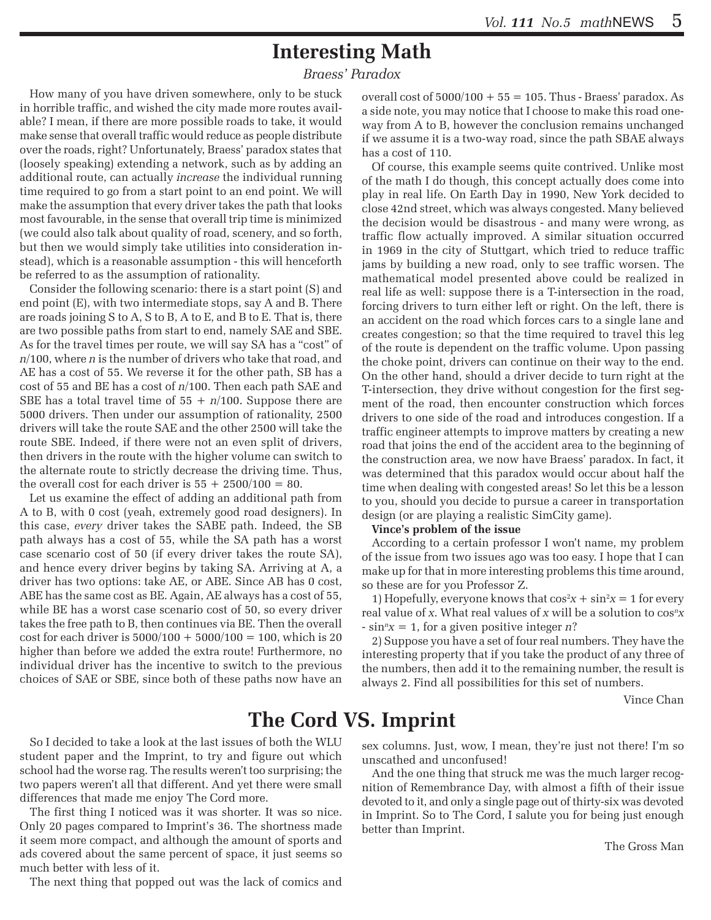# Interesting Math

*Braess' Paradox*

How many of you have driven somewhere, only to be stuck in horrible traffic, and wished the city made more routes available? I mean, if there are more possible roads to take, it would make sense that overall traffic would reduce as people distribute over the roads, right? Unfortunately, Braess' paradox states that (loosely speaking) extending a network, such as by adding an additional route, can actually *increase* the individual running time required to go from a start point to an end point. We will make the assumption that every driver takes the path that looks most favourable, in the sense that overall trip time is minimized (we could also talk about quality of road, scenery, and so forth, but then we would simply take utilities into consideration instead), which is a reasonable assumption - this will henceforth be referred to as the assumption of rationality.

Consider the following scenario: there is a start point (S) and end point (E), with two intermediate stops, say A and B. There are roads joining S to A, S to B, A to E, and B to E. That is, there are two possible paths from start to end, namely SAE and SBE. As for the travel times per route, we will say SA has a "cost" of $n/100$, where $n$ is the number of drivers who take that road, and AE has a cost of 55. We reverse it for the other path, SB has a cost of 55 and BE has a cost of $n/100$. Then each path SAE and SBE has a total travel time of $55 + n/100$. Suppose there are 5000 drivers. Then under our assumption of rationality, 2500 drivers will take the route SAE and the other 2500 will take the route SBE. Indeed, if there were not an even split of drivers, then drivers in the route with the higher volume can switch to the alternate route to strictly decrease the driving time. Thus, the overall cost for each driver is $55 + 2500/100 = 80$.

Let us examine the effect of adding an additional path from A to B, with 0 cost (yeah, extremely good road designers). In this case, *every* driver takes the SABE path. Indeed, the SB path always has a cost of 55, while the SA path has a worst case scenario cost of 50 (if every driver takes the route SA), and hence every driver begins by taking SA. Arriving at A, a driver has two options: take AE, or ABE. Since AB has 0 cost, ABE has the same cost as BE. Again, AE always has a cost of 55, while BE has a worst case scenario cost of 50, so every driver takes the free path to B, then continues via BE. Then the overall cost for each driver is $5000/100 + 5000/100 = 100$, which is 20 higher than before we added the extra route! Furthermore, no individual driver has the incentive to switch to the previous choices of SAE or SBE, since both of these paths now have an overall cost of $5000/100 + 55 = 105$. Thus - Braess' paradox. As a side note, you may notice that I choose to make this road one-way from A to B, however the conclusion remains unchanged if we assume it is a two-way road, since the path SBAE always has a cost of 110.

Of course, this example seems quite contrived. Unlike most of the math I do though, this concept actually does come into play in real life. On Earth Day in 1990, New York decided to close 42nd street, which was always congested. Many believed the decision would be disastrous - and many were wrong, as traffic flow actually improved. A similar situation occurred in 1969 in the city of Stuttgart, which tried to reduce traffic jams by building a new road, only to see traffic worsen. The mathematical model presented above could be realized in real life as well: suppose there is a T-intersection in the road, forcing drivers to turn either left or right. On the left, there is an accident on the road which forces cars to a single lane and creates congestion; so that the time required to travel this leg of the route is dependent on the traffic volume. Upon passing the choke point, drivers can continue on their way to the end. On the other hand, should a driver decide to turn right at the T-intersection, they drive without congestion for the first segment of the road, then encounter construction which forces drivers to one side of the road and introduces congestion. If a traffic engineer attempts to improve matters by creating a new road that joins the end of the accident area to the beginning of the construction area, we now have Braess' paradox. In fact, it was determined that this paradox would occur about half the time when dealing with congested areas! So let this be a lesson to you, should you decide to pursue a career in transportation design (or are playing a realistic SimCity game).

**Vince's problem of the issue**

According to a certain professor I won't name, my problem of the issue from two issues ago was too easy. I hope that I can make up for that in more interesting problems this time around, so these are for you Professor Z.

1) Hopefully, everyone knows that $\cos^2 x + \sin^2 x = 1$ for every real value of $x$. What real values of $x$ will be a solution to $\cos^n x - \sin^n x = 1$, for a given positive integer $n$?

2) Suppose you have a set of four real numbers. They have the interesting property that if you take the product of any three of the numbers, then add it to the remaining number, the result is always 2. Find all possibilities for this set of numbers.

Vince Chan

# The Cord VS. Imprint

So I decided to take a look at the last issues of both the WLU student paper and the Imprint, to try and figure out which school had the worse rag. The results weren't too surprising; the two papers weren't all that different. And yet there were small differences that made me enjoy The Cord more.

The first thing I noticed was it was shorter. It was so nice. Only 20 pages compared to Imprint's 36. The shortness made it seem more compact, and although the amount of sports and ads covered about the same percent of space, it just seems so much better with less of it.

The next thing that popped out was the lack of comics and sex columns. Just, wow, I mean, they're just not there! I'm so unscathed and unconfused!

And the one thing that struck me was the much larger recognition of Remembrance Day, with almost a fifth of their issue devoted to it, and only a single page out of thirty-six was devoted in Imprint. So to The Cord, I salute you for being just enough better than Imprint.

The Gross Man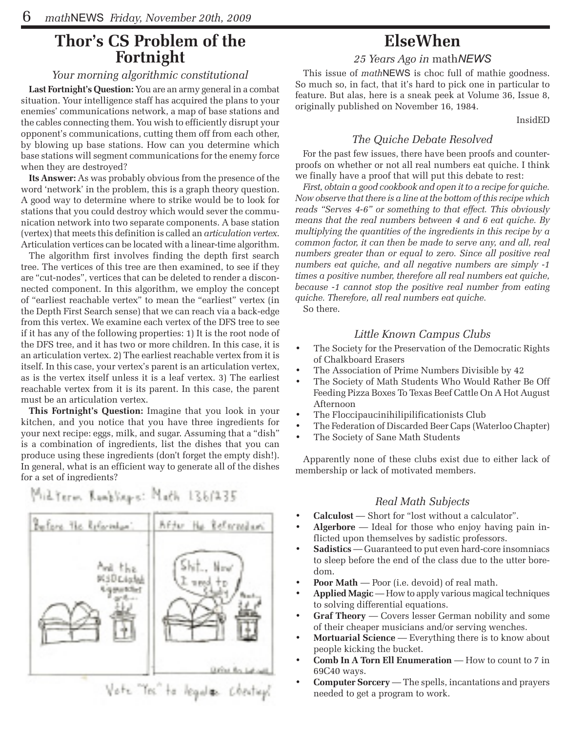# Thor's CS Problem of the Fortnight

*Your morning algorithmic constitutional*

**Last Fortnight's Question:** You are an army general in a combat situation. Your intelligence staff has acquired the plans to your enemies' communications network, a map of base stations and the cables connecting them. You wish to efficiently disrupt your opponent's communications, cutting them off from each other, by blowing up base stations. How can you determine which base stations will segment communications for the enemy force when they are destroyed?

**Its Answer:** As was probably obvious from the presence of the word 'network' in the problem, this is a graph theory question. A good way to determine where to strike would be to look for stations that you could destroy which would sever the communication network into two separate components. A base station (vertex) that meets this definition is called an *articulation vertex*. Articulation vertices can be located with a linear-time algorithm.

The algorithm first involves finding the depth first search tree. The vertices of this tree are then examined, to see if they are "cut-nodes", vertices that can be deleted to render a disconnected component. In this algorithm, we employ the concept of "earliest reachable vertex" to mean the "earliest" vertex (in the Depth First Search sense) that we can reach via a back-edge from this vertex. We examine each vertex of the DFS tree to see if it has any of the following properties: 1) It is the root node of the DFS tree, and it has two or more children. In this case, it is an articulation vertex. 2) The earliest reachable vertex from it is itself. In this case, your vertex's parent is an articulation vertex, as is the vertex itself unless it is a leaf vertex. 3) The earliest reachable vertex from it is its parent. In this case, the parent must be an articulation vertex.

**This Fortnight's Question:** Imagine that you look in your kitchen, and you notice that you have three ingredients for your next recipe: eggs, milk, and sugar. Assuming that a "dish" is a combination of ingredients, list the dishes that you can produce using these ingredients (don't forget the empty dish!). In general, what is an efficient way to generate all of the dishes for a set of ingredients?

Mid-Term Ramblings: Math 136/235

Before the Referendum: | After the Referendum:

And the SUDoku-led signatures are... | Shit.. Now I need to study

Vote "Yes" to legalize cheating!

# ElseWhen

*25 Years Ago in* math*NEWS*

This issue of *math*NEWS is choc full of mathie goodness. So much so, in fact, that it's hard to pick one in particular to feature. But alas, here is a sneak peek at Volume 36, Issue 8, originally published on November 16, 1984.

InsidED

## *The Quiche Debate Resolved*

For the past few issues, there have been proofs and counter-proofs on whether or not all real numbers eat quiche. I think we finally have a proof that will put this debate to rest:

*First, obtain a good cookbook and open it to a recipe for quiche. Now observe that there is a line at the bottom of this recipe which reads "Serves 4-6" or something to that effect. This obviously means that the real numbers between 4 and 6 eat quiche. By multiplying the quantities of the ingredients in this recipe by a common factor, it can then be made to serve any, and all, real numbers greater than or equal to zero. Since all positive real numbers eat quiche, and all negative numbers are simply -1 times a positive number, therefore all real numbers eat quiche, because -1 cannot stop the positive real number from eating quiche. Therefore, all real numbers eat quiche.*

So there.

## *Little Known Campus Clubs*

- The Society for the Preservation of the Democratic Rights of Chalkboard Erasers
- The Association of Prime Numbers Divisible by 42
- The Society of Math Students Who Would Rather Be Off Feeding Pizza Boxes To Texas Beef Cattle On A Hot August Afternoon
- The Floccipaucinihilipilificationists Club
- The Federation of Discarded Beer Caps (Waterloo Chapter)
- The Society of Sane Math Students

Apparently none of these clubs exist due to either lack of membership or lack of motivated members.

## *Real Math Subjects*

- **Calculost** — Short for "lost without a calculator".
- **Algerbore** — Ideal for those who enjoy having pain inflicted upon themselves by sadistic professors.
- **Sadistics** — Guaranteed to put even hard-core insomniacs to sleep before the end of the class due to the utter boredom.
- **Poor Math** — Poor (i.e. devoid) of real math.
- **Applied Magic** — How to apply various magical techniques to solving differential equations.
- **Graf Theory** — Covers lesser German nobility and some of their cheaper musicians and/or serving wenches.
- **Mortuarial Science** — Everything there is to know about people kicking the bucket.
- **Comb In A Torn Ell Enumeration** — How to count to 7 in 69C40 ways.
- **Computer Sorcery** — The spells, incantations and prayers needed to get a program to work.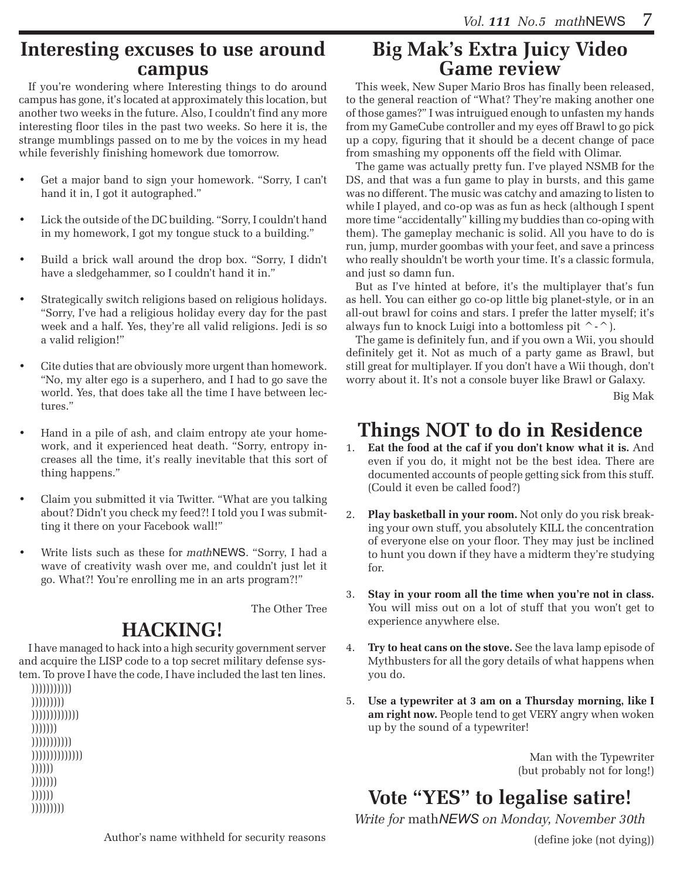# Interesting excuses to use around campus

If you're wondering where Interesting things to do around campus has gone, it's located at approximately this location, but another two weeks in the future. Also, I couldn't find any more interesting floor tiles in the past two weeks. So here it is, the strange mumblings passed on to me by the voices in my head while feverishly finishing homework due tomorrow.

- Get a major band to sign your homework. "Sorry, I can't hand it in, I got it autographed."
- Lick the outside of the DC building. "Sorry, I couldn't hand in my homework, I got my tongue stuck to a building."
- Build a brick wall around the drop box. "Sorry, I didn't have a sledgehammer, so I couldn't hand it in."
- Strategically switch religions based on religious holidays. "Sorry, I've had a religious holiday every day for the past week and a half. Yes, they're all valid religions. Jedi is so a valid religion!"
- Cite duties that are obviously more urgent than homework. "No, my alter ego is a superhero, and I had to go save the world. Yes, that does take all the time I have between lectures."
- Hand in a pile of ash, and claim entropy ate your homework, and it experienced heat death. "Sorry, entropy increases all the time, it's really inevitable that this sort of thing happens."
- Claim you submitted it via Twitter. "What are you talking about? Didn't you check my feed?! I told you I was submitting it there on your Facebook wall!"
- Write lists such as these for *math*NEWS. "Sorry, I had a wave of creativity wash over me, and couldn't just let it go. What?! You're enrolling me in an arts program?!"

The Other Tree

# HACKING!

I have managed to hack into a high security government server and acquire the LISP code to a top secret military defense system. To prove I have the code, I have included the last ten lines.

```
)))))))))))
)))))))))
)))))))))))))
)))))))
)))))))))))
))))))))))))))
))))))
)))))))
))))))
)))))))))
```

Author's name withheld for security reasons

# Big Mak's Extra Juicy Video Game review

This week, New Super Mario Bros has finally been released, to the general reaction of "What? They're making another one of those games?" I was intruigued enough to unfasten my hands from my GameCube controller and my eyes off Brawl to go pick up a copy, figuring that it should be a decent change of pace from smashing my opponents off the field with Olimar.

The game was actually pretty fun. I've played NSMB for the DS, and that was a fun game to play in bursts, and this game was no different. The music was catchy and amazing to listen to while I played, and co-op was as fun as heck (although I spent more time "accidentally" killing my buddies than co-oping with them). The gameplay mechanic is solid. All you have to do is run, jump, murder goombas with your feet, and save a princess who really shouldn't be worth your time. It's a classic formula, and just so damn fun.

But as I've hinted at before, it's the multiplayer that's fun as hell. You can either go co-op little big planet-style, or in an all-out brawl for coins and stars. I prefer the latter myself; it's always fun to knock Luigi into a bottomless pit ^-^).

The game is definitely fun, and if you own a Wii, you should definitely get it. Not as much of a party game as Brawl, but still great for multiplayer. If you don't have a Wii though, don't worry about it. It's not a console buyer like Brawl or Galaxy.

Big Mak

# Things NOT to do in Residence

1. **Eat the food at the caf if you don't know what it is.** And even if you do, it might not be the best idea. There are documented accounts of people getting sick from this stuff. (Could it even be called food?)
2. **Play basketball in your room.** Not only do you risk breaking your own stuff, you absolutely KILL the concentration of everyone else on your floor. They may just be inclined to hunt you down if they have a midterm they're studying for.
3. **Stay in your room all the time when you're not in class.** You will miss out on a lot of stuff that you won't get to experience anywhere else.
4. **Try to heat cans on the stove.** See the lava lamp episode of Mythbusters for all the gory details of what happens when you do.
5. **Use a typewriter at 3 am on a Thursday morning, like I am right now.** People tend to get VERY angry when woken up by the sound of a typewriter!

Man with the Typewriter
(but probably not for long!)

# Vote "YES" to legalise satire!

*Write for* math*NEWS on Monday, November 30th*

(define joke (not dying))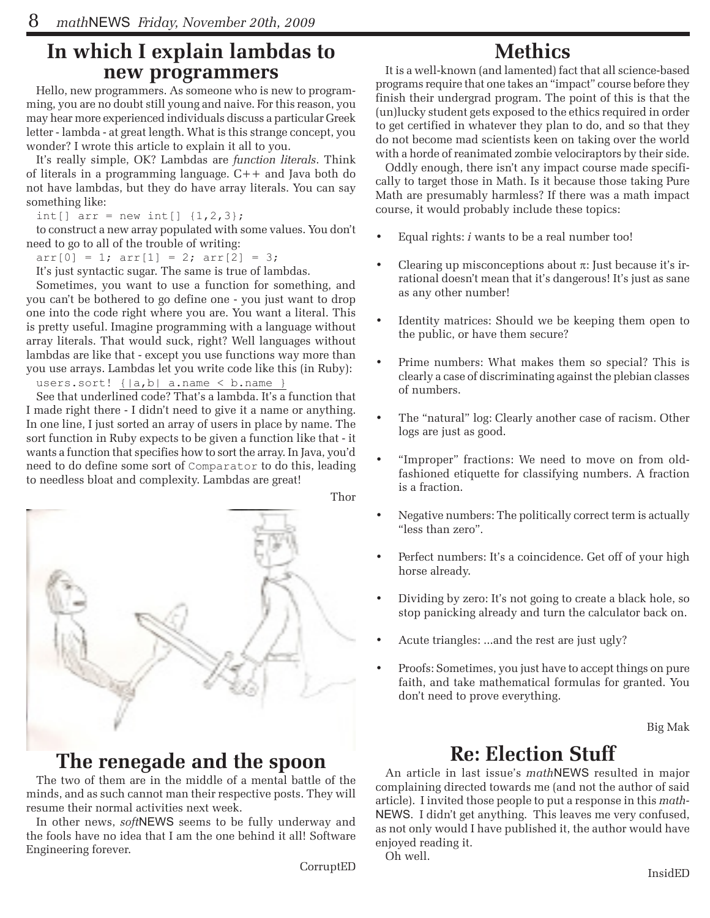# In which I explain lambdas to new programmers

Hello, new programmers. As someone who is new to programming, you are no doubt still young and naive. For this reason, you may hear more experienced individuals discuss a particular Greek letter - lambda - at great length. What is this strange concept, you wonder? I wrote this article to explain it all to you.

It's really simple, OK? Lambdas are *function literals*. Think of literals in a programming language. C++ and Java both do not have lambdas, but they do have array literals. You can say something like:

```
int[] arr = new int[] {1,2,3};
```

to construct a new array populated with some values. You don't need to go to all of the trouble of writing:

```
arr[0] = 1; arr[1] = 2; arr[2] = 3;
```

It's just syntactic sugar. The same is true of lambdas.

Sometimes, you want to use a function for something, and you can't be bothered to go define one - you just want to drop one into the code right where you are. You want a literal. This is pretty useful. Imagine programming with a language without array literals. That would suck, right? Well languages without lambdas are like that - except you use functions way more than you use arrays. Lambdas let you write code like this (in Ruby):

```
users.sort! {|a,b| a.name < b.name }
```

See that underlined code? That's a lambda. It's a function that I made right there - I didn't need to give it a name or anything. In one line, I just sorted an array of users in place by name. The sort function in Ruby expects to be given a function like that - it wants a function that specifies how to sort the array. In Java, you'd need to do define some sort of `Comparator` to do this, leading to needless bloat and complexity. Lambdas are great!

Thor

# The renegade and the spoon

The two of them are in the middle of a mental battle of the minds, and as such cannot man their respective posts. They will resume their normal activities next week.

In other news, *soft*NEWS seems to be fully underway and the fools have no idea that I am the one behind it all! Software Engineering forever.

CorruptED

# Methics

It is a well-known (and lamented) fact that all science-based programs require that one takes an "impact" course before they finish their undergrad program. The point of this is that the (un)lucky student gets exposed to the ethics required in order to get certified in whatever they plan to do, and so that they do not become mad scientists keen on taking over the world with a horde of reanimated zombie velociraptors by their side.

Oddly enough, there isn't any impact course made specifically to target those in Math. Is it because those taking Pure Math are presumably harmless? If there was a math impact course, it would probably include these topics:

- Equal rights: *i* wants to be a real number too!
- Clearing up misconceptions about π: Just because it's irrational doesn't mean that it's dangerous! It's just as sane as any other number!
- Identity matrices: Should we be keeping them open to the public, or have them secure?
- Prime numbers: What makes them so special? This is clearly a case of discriminating against the plebian classes of numbers.
- The "natural" log: Clearly another case of racism. Other logs are just as good.
- "Improper" fractions: We need to move on from old-fashioned etiquette for classifying numbers. A fraction is a fraction.
- Negative numbers: The politically correct term is actually "less than zero".
- Perfect numbers: It's a coincidence. Get off of your high horse already.
- Dividing by zero: It's not going to create a black hole, so stop panicking already and turn the calculator back on.
- Acute triangles: ...and the rest are just ugly?
- Proofs: Sometimes, you just have to accept things on pure faith, and take mathematical formulas for granted. You don't need to prove everything.

Big Mak

# Re: Election Stuff

An article in last issue's *math*NEWS resulted in major complaining directed towards me (and not the author of said article). I invited those people to put a response in this *math*NEWS. I didn't get anything. This leaves me very confused, as not only would I have published it, the author would have enjoyed reading it.

Oh well.

InsidED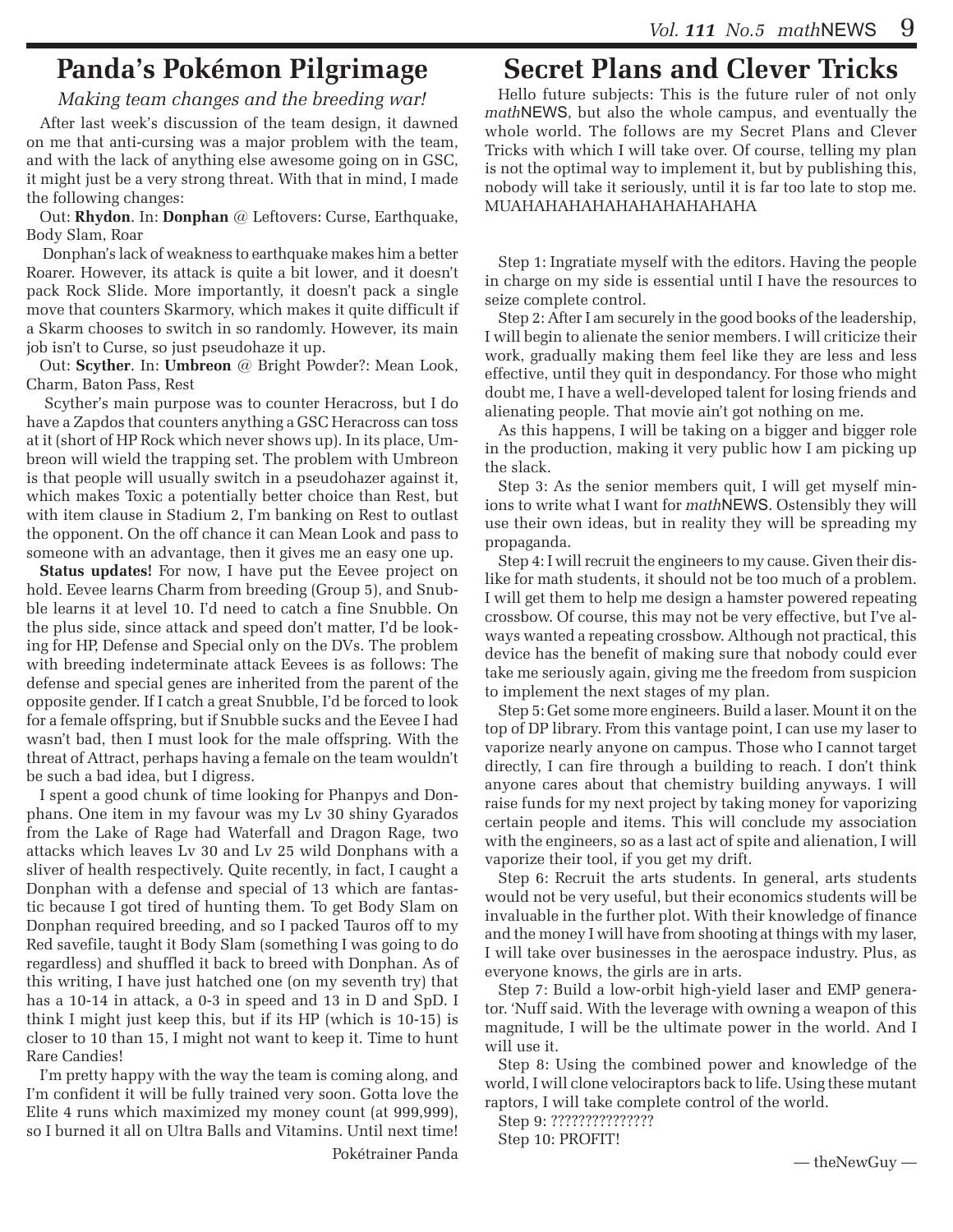## Panda's Pokémon Pilgrimage

*Making team changes and the breeding war!*

After last week's discussion of the team design, it dawned on me that anti-cursing was a major problem with the team, and with the lack of anything else awesome going on in GSC, it might just be a very strong threat. With that in mind, I made the following changes:

Out: **Rhydon**. In: **Donphan** @ Leftovers: Curse, Earthquake, Body Slam, Roar

Donphan's lack of weakness to earthquake makes him a better Roarer. However, its attack is quite a bit lower, and it doesn't pack Rock Slide. More importantly, it doesn't pack a single move that counters Skarmory, which makes it quite difficult if a Skarm chooses to switch in so randomly. However, its main job isn't to Curse, so just pseudohaze it up.

Out: **Scyther**. In: **Umbreon** @ Bright Powder?: Mean Look, Charm, Baton Pass, Rest

Scyther's main purpose was to counter Heracross, but I do have a Zapdos that counters anything a GSC Heracross can toss at it (short of HP Rock which never shows up). In its place, Umbreon will wield the trapping set. The problem with Umbreon is that people will usually switch in a pseudohazer against it, which makes Toxic a potentially better choice than Rest, but with item clause in Stadium 2, I'm banking on Rest to outlast the opponent. On the off chance it can Mean Look and pass to someone with an advantage, then it gives me an easy one up.

**Status updates!** For now, I have put the Eevee project on hold. Eevee learns Charm from breeding (Group 5), and Snubble learns it at level 10. I'd need to catch a fine Snubble. On the plus side, since attack and speed don't matter, I'd be looking for HP, Defense and Special only on the DVs. The problem with breeding indeterminate attack Eevees is as follows: The defense and special genes are inherited from the parent of the opposite gender. If I catch a great Snubble, I'd be forced to look for a female offspring, but if Snubble sucks and the Eevee I had wasn't bad, then I must look for the male offspring. With the threat of Attract, perhaps having a female on the team wouldn't be such a bad idea, but I digress.

I spent a good chunk of time looking for Phanpys and Donphans. One item in my favour was my Lv 30 shiny Gyarados from the Lake of Rage had Waterfall and Dragon Rage, two attacks which leaves Lv 30 and Lv 25 wild Donphans with a sliver of health respectively. Quite recently, in fact, I caught a Donphan with a defense and special of 13 which are fantastic because I got tired of hunting them. To get Body Slam on Donphan required breeding, and so I packed Tauros off to my Red savefile, taught it Body Slam (something I was going to do regardless) and shuffled it back to breed with Donphan. As of this writing, I have just hatched one (on my seventh try) that has a 10-14 in attack, a 0-3 in speed and 13 in D and SpD. I think I might just keep this, but if its HP (which is 10-15) is closer to 10 than 15, I might not want to keep it. Time to hunt Rare Candies!

I'm pretty happy with the way the team is coming along, and I'm confident it will be fully trained very soon. Gotta love the Elite 4 runs which maximized my money count (at 999,999), so I burned it all on Ultra Balls and Vitamins. Until next time!

Pokétrainer Panda

## Secret Plans and Clever Tricks

Hello future subjects: This is the future ruler of not only *math*NEWS, but also the whole campus, and eventually the whole world. The follows are my Secret Plans and Clever Tricks with which I will take over. Of course, telling my plan is not the optimal way to implement it, but by publishing this, nobody will take it seriously, until it is far too late to stop me. MUAHAHAHAHAHAHAHAHAHAHA

Step 1: Ingratiate myself with the editors. Having the people in charge on my side is essential until I have the resources to seize complete control.

Step 2: After I am securely in the good books of the leadership, I will begin to alienate the senior members. I will criticize their work, gradually making them feel like they are less and less effective, until they quit in despondacy. For those who might doubt me, I have a well-developed talent for losing friends and alienating people. That movie ain't got nothing on me.

As this happens, I will be taking on a bigger and bigger role in the production, making it very public how I am picking up the slack.

Step 3: As the senior members quit, I will get myself minions to write what I want for *math*NEWS. Ostensibly they will use their own ideas, but in reality they will be spreading my propaganda.

Step 4: I will recruit the engineers to my cause. Given their dislike for math students, it should not be too much of a problem. I will get them to help me design a hamster powered repeating crossbow. Of course, this may not be very effective, but I've always wanted a repeating crossbow. Although not practical, this device has the benefit of making sure that nobody could ever take me seriously again, giving me the freedom from suspicion to implement the next stages of my plan.

Step 5: Get some more engineers. Build a laser. Mount it on the top of DP library. From this vantage point, I can use my laser to vaporize nearly anyone on campus. Those who I cannot target directly, I can fire through a building to reach. I don't think anyone cares about that chemistry building anyways. I will raise funds for my next project by taking money for vaporizing certain people and items. This will conclude my association with the engineers, so as a last act of spite and alienation, I will vaporize their tool, if you get my drift.

Step 6: Recruit the arts students. In general, arts students would not be very useful, but their economics students will be invaluable in the further plot. With their knowledge of finance and the money I will have from shooting at things with my laser, I will take over businesses in the aerospace industry. Plus, as everyone knows, the girls are in arts.

Step 7: Build a low-orbit high-yield laser and EMP generator. 'Nuff said. With the leverage with owning a weapon of this magnitude, I will be the ultimate power in the world. And I will use it.

Step 8: Using the combined power and knowledge of the world, I will clone velociraptors back to life. Using these mutant raptors, I will take complete control of the world.

Step 9: ???????????????

Step 10: PROFIT!

— theNewGuy —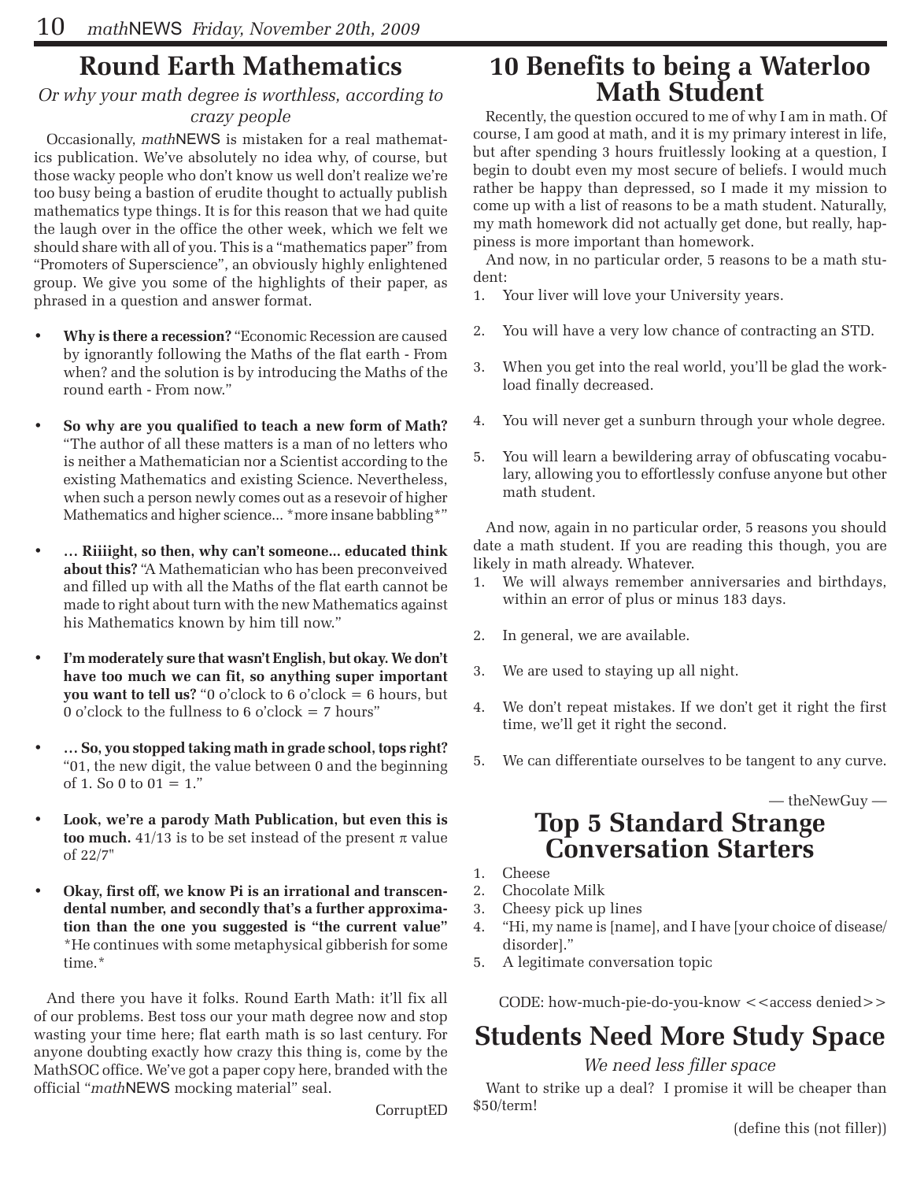# Round Earth Mathematics

*Or why your math degree is worthless, according to crazy people*

Occasionally, *math*NEWS is mistaken for a real mathematics publication. We've absolutely no idea why, of course, but those wacky people who don't know us well don't realize we're too busy being a bastion of erudite thought to actually publish mathematics type things. It is for this reason that we had quite the laugh over in the office the other week, which we felt we should share with all of you. This is a "mathematics paper" from "Promoters of Superscience", an obviously highly enlightened group. We give you some of the highlights of their paper, as phrased in a question and answer format.

- **Why is there a recession?** "Economic Recession are caused by ignorantly following the Maths of the flat earth - From when? and the solution is by introducing the Maths of the round earth - From now."
- **So why are you qualified to teach a new form of Math?** "The author of all these matters is a man of no letters who is neither a Mathematician nor a Scientist according to the existing Mathematics and existing Science. Nevertheless, when such a person newly comes out as a resevoir of higher Mathematics and higher science... *more insane babbling*"
- **… Riiiight, so then, why can't someone... educated think about this?** "A Mathematician who has been preconveived and filled up with all the Maths of the flat earth cannot be made to right about turn with the new Mathematics against his Mathematics known by him till now."
- **I'm moderately sure that wasn't English, but okay. We don't have too much we can fit, so anything super important you want to tell us?** "0 o'clock to 6 o'clock = 6 hours, but 0 o'clock to the fullness to 6 o'clock = 7 hours"
- **… So, you stopped taking math in grade school, tops right?** "01, the new digit, the value between 0 and the beginning of 1. So 0 to 01 = 1."
- **Look, we're a parody Math Publication, but even this is too much.** 41/13 is to be set instead of the present $\pi$ value of 22/7"
- **Okay, first off, we know Pi is an irrational and transcendental number, and secondly that's a further approximation than the one you suggested is "the current value"** *He continues with some metaphysical gibberish for some time.*

And there you have it folks. Round Earth Math: it'll fix all of our problems. Best toss our your math degree now and stop wasting your time here; flat earth math is so last century. For anyone doubting exactly how crazy this thing is, come by the MathSOC office. We've got a paper copy here, branded with the official "*math*NEWS mocking material" seal.

CorruptED

# 10 Benefits to being a Waterloo Math Student

Recently, the question occured to me of why I am in math. Of course, I am good at math, and it is my primary interest in life, but after spending 3 hours fruitlessly looking at a question, I begin to doubt even my most secure of beliefs. I would much rather be happy than depressed, so I made it my mission to come up with a list of reasons to be a math student. Naturally, my math homework did not actually get done, but really, happiness is more important than homework.

And now, in no particular order, 5 reasons to be a math student:

1. Your liver will love your University years.
2. You will have a very low chance of contracting an STD.
3. When you get into the real world, you'll be glad the workload finally decreased.
4. You will never get a sunburn through your whole degree.
5. You will learn a bewildering array of obfuscating vocabulary, allowing you to effortlessly confuse anyone but other math student.

And now, again in no particular order, 5 reasons you should date a math student. If you are reading this though, you are likely in math already. Whatever.

1. We will always remember anniversaries and birthdays, within an error of plus or minus 183 days.
2. In general, we are available.
3. We are used to staying up all night.
4. We don't repeat mistakes. If we don't get it right the first time, we'll get it right the second.
5. We can differentiate ourselves to be tangent to any curve.

— theNewGuy —

# Top 5 Standard Strange Conversation Starters

1. Cheese
2. Chocolate Milk
3. Cheesy pick up lines
4. "Hi, my name is [name], and I have [your choice of disease/disorder]."
5. A legitimate conversation topic

CODE: how-much-pie-do-you-know <<access denied>>

# Students Need More Study Space

*We need less filler space*

Want to strike up a deal? I promise it will be cheaper than $50/term!

(define this (not filler))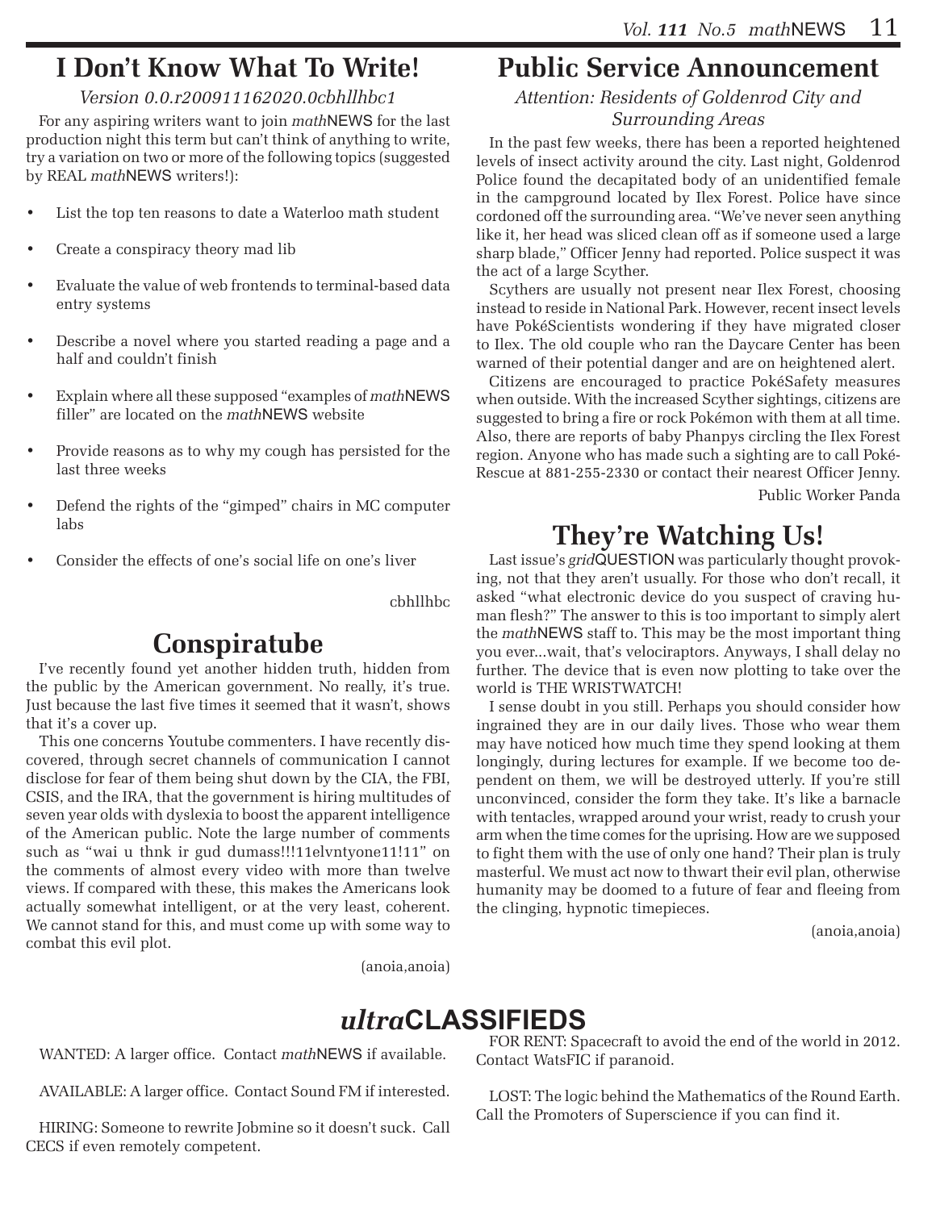# I Don't Know What To Write!

*Version 0.0.r200911162020.0cbhllhbc1*

For any aspiring writers want to join *math*NEWS for the last production night this term but can't think of anything to write, try a variation on two or more of the following topics (suggested by REAL *math*NEWS writers!):

- List the top ten reasons to date a Waterloo math student
- Create a conspiracy theory mad lib
- Evaluate the value of web frontends to terminal-based data entry systems
- Describe a novel where you started reading a page and a half and couldn't finish
- Explain where all these supposed "examples of *math*NEWS filler" are located on the *math*NEWS website
- Provide reasons as to why my cough has persisted for the last three weeks
- Defend the rights of the "gimped" chairs in MC computer labs
- Consider the effects of one's social life on one's liver

cbhllhbc

# Conspiratube

I've recently found yet another hidden truth, hidden from the public by the American government. No really, it's true. Just because the last five times it seemed that it wasn't, shows that it's a cover up.

This one concerns Youtube commenters. I have recently discovered, through secret channels of communication I cannot disclose for fear of them being shut down by the CIA, the FBI, CSIS, and the IRA, that the government is hiring multitudes of seven year olds with dyslexia to boost the apparent intelligence of the American public. Note the large number of comments such as "wai u thnk ir gud dumass!!!11elvntyone11!11" on the comments of almost every video with more than twelve views. If compared with these, this makes the Americans look actually somewhat intelligent, or at the very least, coherent. We cannot stand for this, and must come up with some way to combat this evil plot.

(anoia,anoia)

# Public Service Announcement

*Attention: Residents of Goldenrod City and Surrounding Areas*

In the past few weeks, there has been a reported heightened levels of insect activity around the city. Last night, Goldenrod Police found the decapitated body of an unidentified female in the campground located by Ilex Forest. Police have since cordoned off the surrounding area. "We've never seen anything like it, her head was sliced clean off as if someone used a large sharp blade," Officer Jenny had reported. Police suspect it was the act of a large Scyther.

Scythers are usually not present near Ilex Forest, choosing instead to reside in National Park. However, recent insect levels have PokéScientists wondering if they have migrated closer to Ilex. The old couple who ran the Daycare Center has been warned of their potential danger and are on heightened alert.

Citizens are encouraged to practice PokéSafety measures when outside. With the increased Scyther sightings, citizens are suggested to bring a fire or rock Pokémon with them at all time. Also, there are reports of baby Phanpys circling the Ilex Forest region. Anyone who has made such a sighting are to call Poké-Rescue at 881-255-2330 or contact their nearest Officer Jenny.

Public Worker Panda

# They're Watching Us!

Last issue's *grid*QUESTION was particularly thought provoking, not that they aren't usually. For those who don't recall, it asked "what electronic device do you suspect of craving human flesh?" The answer to this is too important to simply alert the *math*NEWS staff to. This may be the most important thing you ever...wait, that's velociraptors. Anyways, I shall delay no further. The device that is even now plotting to take over the world is THE WRISTWATCH!

I sense doubt in you still. Perhaps you should consider how ingrained they are in our daily lives. Those who wear them may have noticed how much time they spend looking at them longingly, during lectures for example. If we become too dependent on them, we will be destroyed utterly. If you're still unconvinced, consider the form they take. It's like a barnacle with tentacles, wrapped around your wrist, ready to crush your arm when the time comes for the uprising. How are we supposed to fight them with the use of only one hand? Their plan is truly masterful. We must act now to thwart their evil plan, otherwise humanity may be doomed to a future of fear and fleeing from the clinging, hypnotic timepieces.

(anoia,anoia)

# *ultra*CLASSIFIEDS

WANTED: A larger office. Contact *math*NEWS if available.

AVAILABLE: A larger office. Contact Sound FM if interested.

HIRING: Someone to rewrite Jobmine so it doesn't suck. Call CECS if even remotely competent.

FOR RENT: Spacecraft to avoid the end of the world in 2012. Contact WatsFIC if paranoid.

LOST: The logic behind the Mathematics of the Round Earth. Call the Promoters of Superscience if you can find it.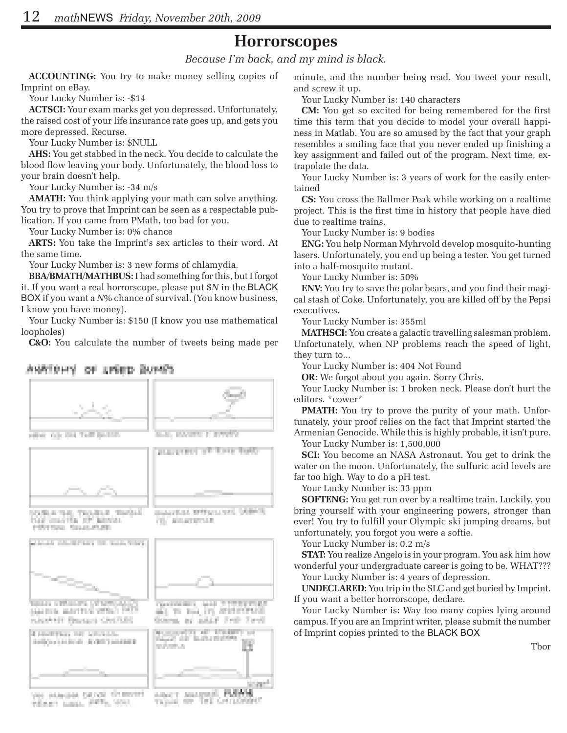# Horrorscopes

*Because I'm back, and my mind is black.*

**ACCOUNTING:** You try to make money selling copies of Imprint on eBay.

Your Lucky Number is: -$14

**ACTSCI:** Your exam marks get you depressed. Unfortunately, the raised cost of your life insurance rate goes up, and gets you more depressed. Recurse.

Your Lucky Number is: $NULL

**AHS:** You get stabbed in the neck. You decide to calculate the blood flow leaving your body. Unfortunately, the blood loss to your brain doesn't help.

Your Lucky Number is: -34 m/s

**AMATH:** You think applying your math can solve anything. You try to prove that Imprint can be seen as a respectable publication. If you came from PMath, too bad for you.

Your Lucky Number is: 0% chance

**ARTS:** You take the Imprint's sex articles to their word. At the same time.

Your Lucky Number is: 3 new forms of chlamydia.

**BBA/BMATH/MATHBUS:** I had something for this, but I forgot it. If you want a real horrorscope, please put $*N* in the BLACK BOX if you want a *N*% chance of survival. (You know business, I know you have money).

Your Lucky Number is: $150 (I know you use mathematical loopholes)

**C&O:** You calculate the number of tweets being made per minute, and the number being read. You tweet your result, and screw it up.

Your Lucky Number is: 140 characters

**CM:** You get so excited for being remembered for the first time this term that you decide to model your overall happiness in Matlab. You are so amused by the fact that your graph resembles a smiling face that you never ended up finishing a key assignment and failed out of the program. Next time, extrapolate the data.

Your Lucky Number is: 3 years of work for the easily entertained

**CS:** You cross the Ballmer Peak while working on a realtime project. This is the first time in history that people have died due to realtime trains.

Your Lucky Number is: 9 bodies

**ENG:** You help Norman Myhrvold develop mosquito-hunting lasers. Unfortunately, you end up being a tester. You get turned into a half-mosquito mutant.

Your Lucky Number is: 50%

**ENV:** You try to save the polar bears, and you find their magical stash of Coke. Unfortunately, you are killed off by the Pepsi executives.

Your Lucky Number is: 355ml

**MATHSCI:** You create a galactic travelling salesman problem. Unfortunately, when NP problems reach the speed of light, they turn to...

Your Lucky Number is: 404 Not Found

**OR:** We forgot about you again. Sorry Chris.

Your Lucky Number is: 1 broken neck. Please don't hurt the editors. *cower*

**PMATH:** You try to prove the purity of your math. Unfortunately, your proof relies on the fact that Imprint started the Armenian Genocide. While this is highly probable, it isn't pure.

Your Lucky Number is: 1,500,000

**SCI:** You become an NASA Astronaut. You get to drink the water on the moon. Unfortunately, the sulfuric acid levels are far too high. Way to do a pH test.

Your Lucky Number is: 33 ppm

**SOFTENG:** You get run over by a realtime train. Luckily, you bring yourself with your engineering powers, stronger than ever! You try to fulfill your Olympic ski jumping dreams, but unfortunately, you forgot you were a softie.

Your Lucky Number is: 0.2 m/s

**STAT:** You realize Angelo is in your program. You ask him how wonderful your undergraduate career is going to be. WHAT???

Your Lucky Number is: 4 years of depression.

**UNDECLARED:** You trip in the SLC and get buried by Imprint. If you want a better horrorscope, declare.

Your Lucky Number is: Way too many copies lying around campus. If you are an Imprint writer, please submit the number of Imprint copies printed to the BLACK BOX

Tbor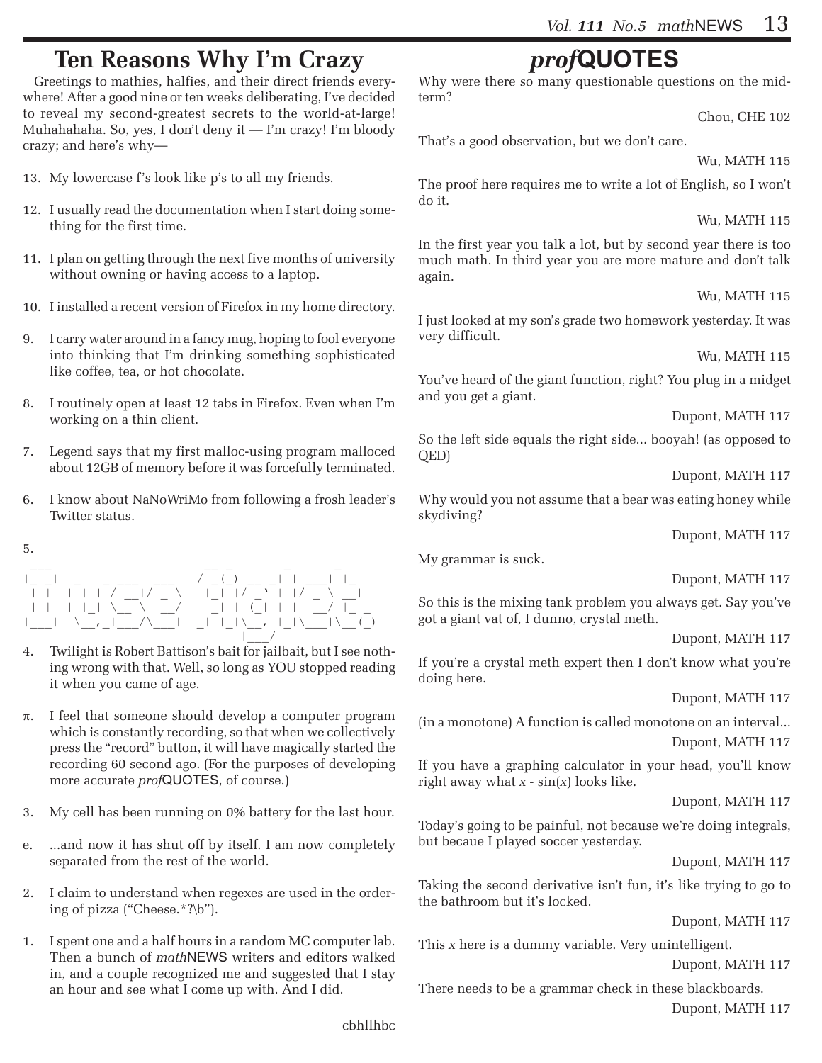# Ten Reasons Why I'm Crazy

Greetings to mathies, halfies, and their direct friends everywhere! After a good nine or ten weeks deliberating, I've decided to reveal my second-greatest secrets to the world-at-large! Muhahahaha. So, yes, I don't deny it — I'm crazy! I'm bloody crazy; and here's why—

13. My lowercase f's look like p's to all my friends.

12. I usually read the documentation when I start doing something for the first time.

11. I plan on getting through the next five months of university without owning or having access to a laptop.

10. I installed a recent version of Firefox in my home directory.

9. I carry water around in a fancy mug, hoping to fool everyone into thinking that I'm drinking something sophisticated like coffee, tea, or hot chocolate.

8. I routinely open at least 12 tabs in Firefox. Even when I'm working on a thin client.

7. Legend says that my first malloc-using program malloced about 12GB of memory before it was forcefully terminated.

6. I know about NaNoWriMo from following a frosh leader's Twitter status.

5.

```
 ___                      __ _       _      _
|_ _|  _   _ ___  ___    / _(_) __ _| | ___| |_
 | |  | | | / __|/ _ \  | |_| |/ _` | |/ _ \ __|
 | |  | |_| \__ \  __/  |  _| | (_| | |  __/ |_ _
|___|  \__,_|___/\___|  |_| |_|\__, |_|\___|\__(_)
                               |___/
```

4. Twilight is Robert Battison's bait for jailbait, but I see nothing wrong with that. Well, so long as YOU stopped reading it when you came of age.

π. I feel that someone should develop a computer program which is constantly recording, so that when we collectively press the "record" button, it will have magically started the recording 60 second ago. (For the purposes of developing more accurate *prof*QUOTES, of course.)

3. My cell has been running on 0% battery for the last hour.

e. ...and now it has shut off by itself. I am now completely separated from the rest of the world.

2. I claim to understand when regexes are used in the ordering of pizza ("Cheese.*?\b").

1. I spent one and a half hours in a random MC computer lab. Then a bunch of *math*NEWS writers and editors walked in, and a couple recognized me and suggested that I stay an hour and see what I come up with. And I did.

cbhllhbc

# *prof*QUOTES

Why were there so many questionable questions on the midterm?

Chou, CHE 102

That's a good observation, but we don't care.

Wu, MATH 115

The proof here requires me to write a lot of English, so I won't do it.

Wu, MATH 115

In the first year you talk a lot, but by second year there is too much math. In third year you are more mature and don't talk again.

Wu, MATH 115

I just looked at my son's grade two homework yesterday. It was very difficult.

Wu, MATH 115

You've heard of the giant function, right? You plug in a midget and you get a giant.

Dupont, MATH 117

So the left side equals the right side... booyah! (as opposed to QED)

Dupont, MATH 117

Why would you not assume that a bear was eating honey while skydiving?

Dupont, MATH 117

My grammar is suck.

Dupont, MATH 117

So this is the mixing tank problem you always get. Say you've got a giant vat of, I dunno, crystal meth.

Dupont, MATH 117

If you're a crystal meth expert then I don't know what you're doing here.

Dupont, MATH 117

(in a monotone) A function is called monotone on an interval...

Dupont, MATH 117

If you have a graphing calculator in your head, you'll know right away what $x$ - sin($x$) looks like.

Dupont, MATH 117

Today's going to be painful, not because we're doing integrals, but becaue I played soccer yesterday.

Dupont, MATH 117

Taking the second derivative isn't fun, it's like trying to go to the bathroom but it's locked.

Dupont, MATH 117

This $x$ here is a dummy variable. Very unintelligent.

Dupont, MATH 117

There needs to be a grammar check in these blackboards.

Dupont, MATH 117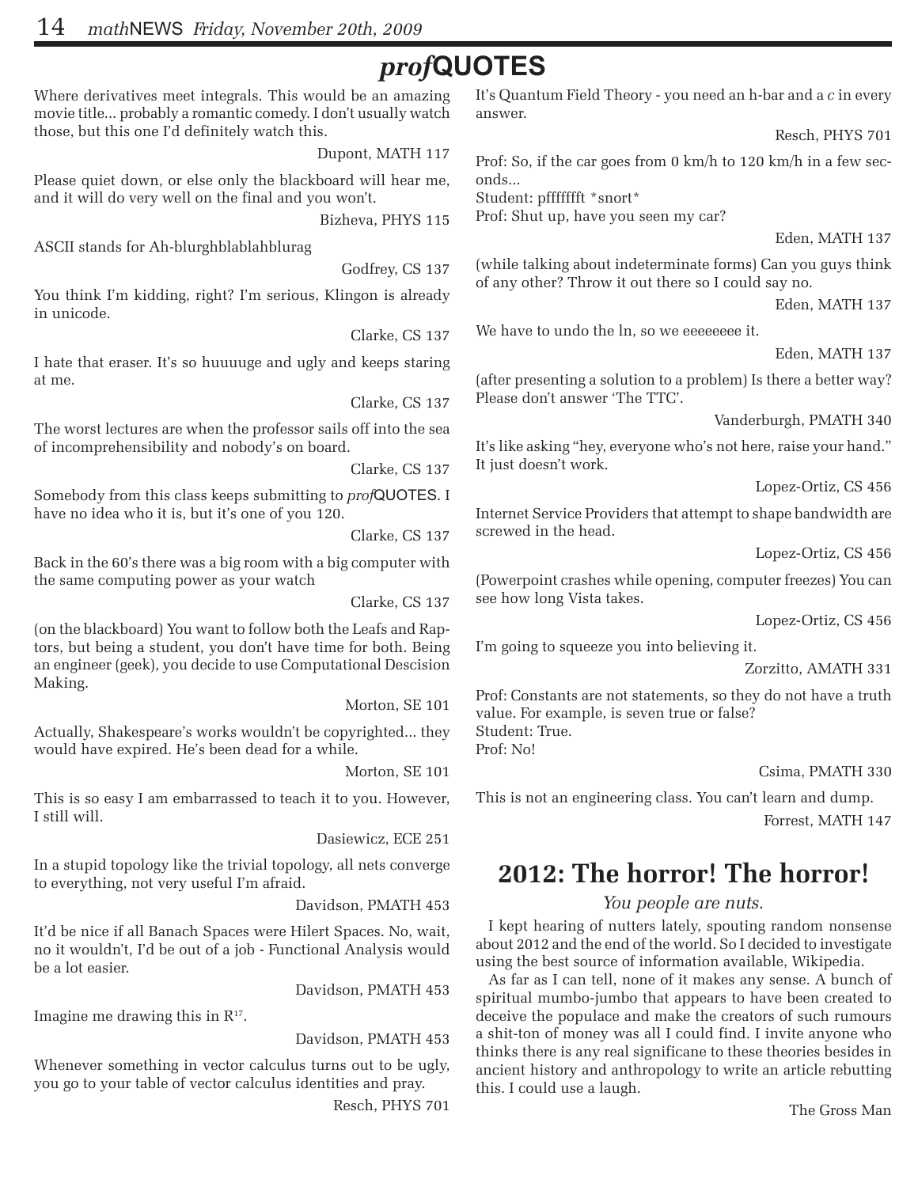# *prof*QUOTES

Where derivatives meet integrals. This would be an amazing movie title... probably a romantic comedy. I don't usually watch those, but this one I'd definitely watch this.

Dupont, MATH 117

Please quiet down, or else only the blackboard will hear me, and it will do very well on the final and you won't.

Bizheva, PHYS 115

ASCII stands for Ah-blurghblablahblurag

Godfrey, CS 137

You think I'm kidding, right? I'm serious, Klingon is already in unicode.

Clarke, CS 137

I hate that eraser. It's so huuuuge and ugly and keeps staring at me.

Clarke, CS 137

The worst lectures are when the professor sails off into the sea of incomprehensibility and nobody's on board.

Clarke, CS 137

Somebody from this class keeps submitting to *prof*QUOTES. I have no idea who it is, but it's one of you 120.

Clarke, CS 137

Back in the 60's there was a big room with a big computer with the same computing power as your watch

Clarke, CS 137

(on the blackboard) You want to follow both the Leafs and Raptors, but being a student, you don't have time for both. Being an engineer (geek), you decide to use Computational Descision Making.

Morton, SE 101

Actually, Shakespeare's works wouldn't be copyrighted... they would have expired. He's been dead for a while.

Morton, SE 101

This is so easy I am embarrassed to teach it to you. However, I still will.

Dasiewicz, ECE 251

In a stupid topology like the trivial topology, all nets converge to everything, not very useful I'm afraid.

Davidson, PMATH 453

It'd be nice if all Banach Spaces were Hilert Spaces. No, wait, no it wouldn't, I'd be out of a job - Functional Analysis would be a lot easier.

Davidson, PMATH 453

Imagine me drawing this in $R^{17}$.

Davidson, PMATH 453

Whenever something in vector calculus turns out to be ugly, you go to your table of vector calculus identities and pray.

Resch, PHYS 701

It's Quantum Field Theory - you need an h-bar and a *c* in every answer.

Resch, PHYS 701

Prof: So, if the car goes from 0 km/h to 120 km/h in a few seconds...
Student: pfffffft *snort*
Prof: Shut up, have you seen my car?

Eden, MATH 137

(while talking about indeterminate forms) Can you guys think of any other? Throw it out there so I could say no.

Eden, MATH 137

We have to undo the ln, so we eeeeeeee it.

Eden, MATH 137

(after presenting a solution to a problem) Is there a better way? Please don't answer 'The TTC'.

Vanderburgh, PMATH 340

It's like asking "hey, everyone who's not here, raise your hand." It just doesn't work.

Lopez-Ortiz, CS 456

Internet Service Providers that attempt to shape bandwidth are screwed in the head.

Lopez-Ortiz, CS 456

(Powerpoint crashes while opening, computer freezes) You can see how long Vista takes.

Lopez-Ortiz, CS 456

I'm going to squeeze you into believing it.

Zorzitto, AMATH 331

Prof: Constants are not statements, so they do not have a truth value. For example, is seven true or false?
Student: True.
Prof: No!

Csima, PMATH 330

This is not an engineering class. You can't learn and dump.

Forrest, MATH 147

## 2012: The horror! The horror!

*You people are nuts.*

I kept hearing of nutters lately, spouting random nonsense about 2012 and the end of the world. So I decided to investigate using the best source of information available, Wikipedia.

As far as I can tell, none of it makes any sense. A bunch of spiritual mumbo-jumbo that appears to have been created to deceive the populace and make the creators of such rumours a shit-ton of money was all I could find. I invite anyone who thinks there is any real significane to these theories besides in ancient history and anthropology to write an article rebutting this. I could use a laugh.

The Gross Man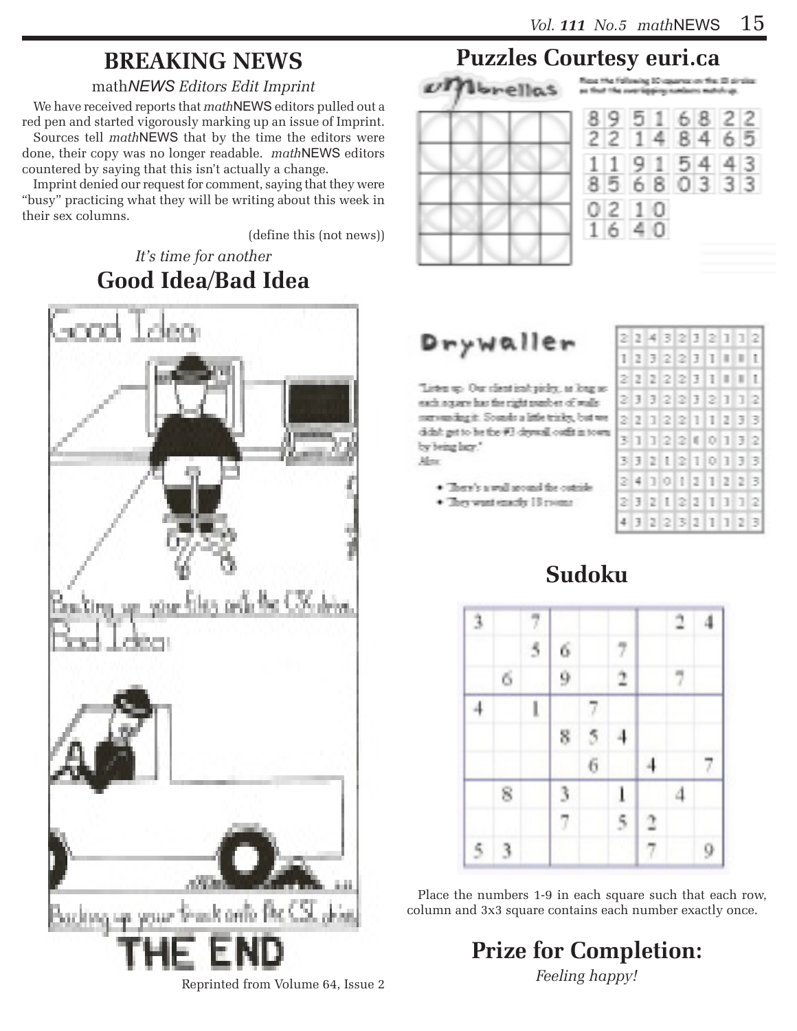## BREAKING NEWS

math*NEWS* *Editors Edit Imprint*

We have received reports that *math*NEWS editors pulled out a red pen and started vigorously marking up an issue of Imprint.

Sources tell *math*NEWS that by the time the editors were done, their copy was no longer readable. *math*NEWS editors countered by saying that this isn't actually a change.

Imprint denied our request for comment, saying that they were "busy" practicing what they will be writing about this week in their sex columns.

(define this (not news))

*It's time for another*

## Good Idea/Bad Idea

Good Idea:

Backing up your files onto the CSL drive.

Bad Idea:

Backing up your truck onto the CSL drive.

THE END

Reprinted from Volume 64, Issue 2

## Puzzles Courtesy euri.ca

### Umbrellas

Place the following 10 squares on the 10 circles so that the overlapping numbers match up.

| 89 | 51 | 68 | 22 |
|---|---|---|---|
| 22 | 14 | 84 | 65 |

| 11 | 91 | 54 | 43 |
|---|---|---|---|
| 85 | 68 | 03 | 33 |

| 02 | 10 |
|---|---|
| 16 | 40 |

### Drywaller

"Listen up. Our client isn't picky, as long as each square has the right number of walls surrounding it. Sounds a little tricky, but we didn't get to be the #3 drywall outfit in town by being lazy."

Also:

- There's a wall around the outside
- They want exactly 18 rooms

| | | | | | | | | | |
|---|---|---|---|---|---|---|---|---|---|
| 2 | 2 | 4 | 3 | 2 | 3 | 2 | 1 | 1 | 2 |
| 1 | 2 | 3 | 2 | 2 | 3 | 1 | 0 | 0 | 1 |
| 2 | 2 | 2 | 2 | 2 | 3 | 1 | 0 | 0 | 1 |
| 2 | 3 | 3 | 2 | 2 | 3 | 2 | 1 | 1 | 2 |
| 2 | 2 | 1 | 2 | 2 | 1 | 1 | 2 | 3 | 3 |
| 3 | 1 | 1 | 2 | 2 | 0 | 0 | 1 | 3 | 2 |
| 3 | 3 | 2 | 1 | 2 | 1 | 0 | 1 | 3 | 3 |
| 2 | 4 | 1 | 0 | 1 | 2 | 1 | 2 | 2 | 3 |
| 2 | 3 | 2 | 1 | 2 | 2 | 1 | 1 | 1 | 2 |
| 4 | 3 | 2 | 2 | 3 | 2 | 1 | 1 | 2 | 3 |

## Sudoku

| | | | | | | | | |
|---|---|---|---|---|---|---|---|---|
| 3 | | 7 | | | | | 2 | 4 |
| | | 5 | 6 | | 7 | | | |
| | 6 | | 9 | | 2 | | 7 | |
| 4 | | 1 | | 7 | | | | |
| | | | 8 | 5 | 4 | | | |
| | | | | 6 | | 4 | | 7 |
| | 8 | | 3 | | 1 | | 4 | |
| | | | 7 | | 5 | 2 | | |
| 5 | 3 | | | | | 7 | | 9 |

Place the numbers 1-9 in each square such that each row, column and 3x3 square contains each number exactly once.

## Prize for Completion:

*Feeling happy!*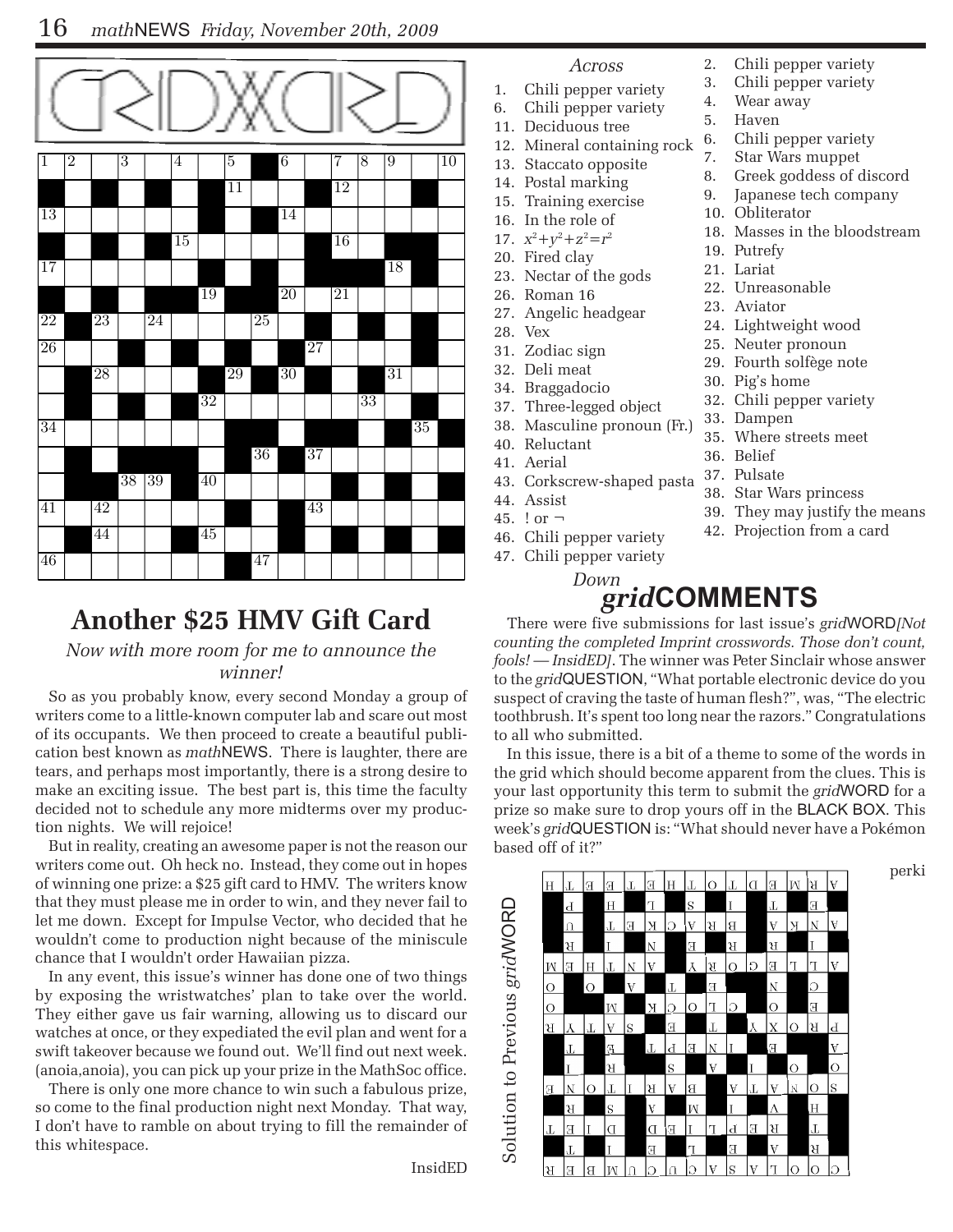# GRIDWORD

## Across

1. Chili pepper variety
6. Chili pepper variety
11. Deciduous tree
12. Mineral containing rock
13. Staccato opposite
14. Postal marking
15. Training exercise
16. In the role of
17. $x^2+y^2+z^2=r^2$
20. Fired clay
23. Nectar of the gods
26. Roman 16
27. Angelic headgear
28. Vex
31. Zodiac sign
32. Deli meat
34. Braggadocio
37. Three-legged object
38. Masculine pronoun (Fr.)
40. Reluctant
41. Aerial
43. Corkscrew-shaped pasta
44. Assist
45. ! or ¬
46. Chili pepper variety
47. Chili pepper variety

## Down

2. Chili pepper variety
3. Chili pepper variety
4. Wear away
5. Haven
6. Chili pepper variety
7. Star Wars muppet
8. Greek goddess of discord
9. Japanese tech company
10. Obliterator
18. Masses in the bloodstream
19. Putrefy
21. Lariat
22. Unreasonable
23. Aviator
24. Lightweight wood
25. Neuter pronoun
29. Fourth solfège note
30. Pig's home
32. Chili pepper variety
33. Dampen
35. Where streets meet
36. Belief
37. Pulsate
38. Star Wars princess
39. They may justify the means
42. Projection from a card

## Another $25 HMV Gift Card

*Now with more room for me to announce the winner!*

So as you probably know, every second Monday a group of writers come to a little-known computer lab and scare out most of its occupants. We then proceed to create a beautiful publication best known as *math*NEWS. There is laughter, there are tears, and perhaps most importantly, there is a strong desire to make an exciting issue. The best part is, this time the faculty decided not to schedule any more midterms over my production nights. We will rejoice!

But in reality, creating an awesome paper is not the reason our writers come out. Oh heck no. Instead, they come out in hopes of winning one prize: a $25 gift card to HMV. The writers know that they must please me in order to win, and they never fail to let me down. Except for Impulse Vector, who decided that he wouldn't come to production night because of the miniscule chance that I wouldn't order Hawaiian pizza.

In any event, this issue's winner has done one of two things by exposing the wristwatches' plan to take over the world. They either gave us fair warning, allowing us to discard our watches at once, or they expediated the evil plan and went for a swift takeover because we found out. We'll find out next week. (anoia,anoia), you can pick up your prize in the MathSoc office.

There is only one more chance to win such a fabulous prize, so come to the final production night next Monday. That way, I don't have to ramble on about trying to fill the remainder of this whitespace.

InsidED

## *grid*COMMENTS

There were five submissions for last issue's *grid*WORD *[Not counting the completed Imprint crosswords. Those don't count, fools! — InsidED]*. The winner was Peter Sinclair whose answer to the *grid*QUESTION, "What portable electronic device do you suspect of craving the taste of human flesh?", was, "The electric toothbrush. It's spent too long near the razors." Congratulations to all who submitted.

In this issue, there is a bit of a theme to some of the words in the grid which should become apparent from the clues. This is your last opportunity this term to submit the *grid*WORD for a prize so make sure to drop yours off in the BLACK BOX. This week's *grid*QUESTION is: "What should never have a Pokémon based off of it?"

perki

Solution to Previous *grid*WORD